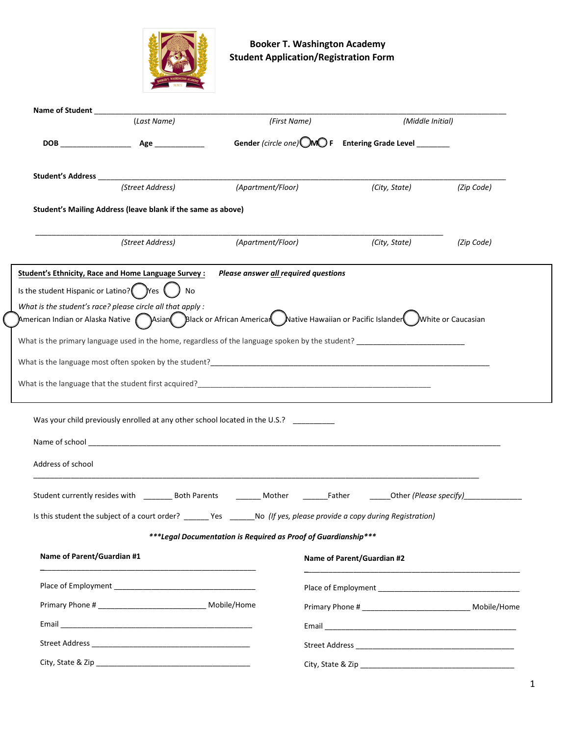# Booker T. Washington Academy
## Student Application/Registration Form

**Name of Student** ______________________________________________________________________________
(Last Name) (First Name) (Middle Initial)

**DOB** ________________ **Age** ____________ **Gender** *(circle one)* M F **Entering Grade Level** ________

**Student's Address** ______________________________________________________________________________
(Street Address) (Apartment/Floor) (City, State) (Zip Code)

**Student's Mailing Address (leave blank if the same as above)**

______________________________________________________________________________
(Street Address) (Apartment/Floor) (City, State) (Zip Code)

**Student's Ethnicity, Race and Home Language Survey :** ***Please answer all required questions***

Is the student Hispanic or Latino? Yes No

*What is the student's race? please circle all that apply :*

American Indian or Alaska Native Asian Black or African American Native Hawaiian or Pacific Islander White or Caucasian

What is the primary language used in the home, regardless of the language spoken by the student? __________________________

What is the language most often spoken by the student?______________________________________________________________

What is the language that the student first acquired?________________________________________________________

Was your child previously enrolled at any other school located in the U.S.? __________

Name of school ______________________________________________________________________________

Address of school

______________________________________________________________________________

Student currently resides with _______ Both Parents ______ Mother ______Father _____Other *(Please specify)*______________

Is this student the subject of a court order? ______ Yes ______No *(If yes, please provide a copy during Registration)*

***\*\*\*Legal Documentation is Required as Proof of Guardianship\*\*\****

**Name of Parent/Guardian #1**

_____________________________________________________

Place of Employment __________________________________

Primary Phone # __________________________ Mobile/Home

Email ______________________________________________

Street Address _______________________________________

City, State & Zip ______________________________________

**Name of Parent/Guardian #2**

_____________________________________________________

Place of Employment __________________________________

Primary Phone # __________________________ Mobile/Home

Email ______________________________________________

Street Address _______________________________________

City, State & Zip ______________________________________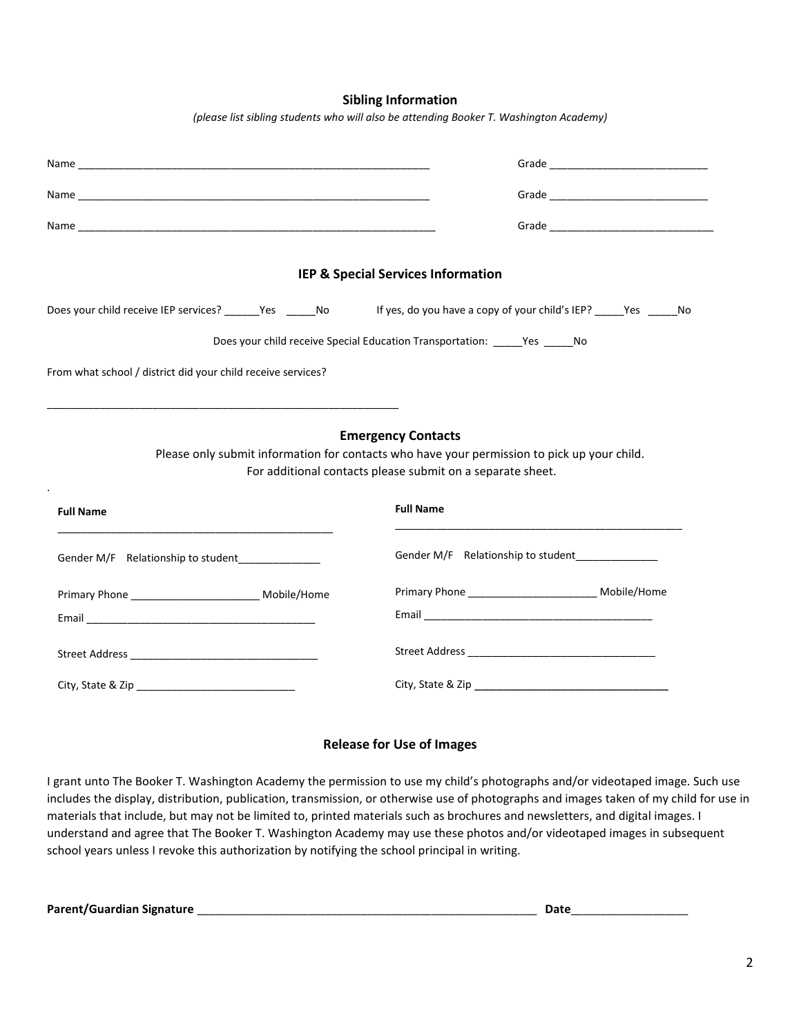## Sibling Information

*(please list sibling students who will also be attending Booker T. Washington Academy)*

Name _______________________________________________________________ Grade ___________________________

Name _______________________________________________________________ Grade ___________________________

Name _______________________________________________________________ Grade ___________________________

## IEP & Special Services Information

Does your child receive IEP services? ______Yes _____No If yes, do you have a copy of your child's IEP? _____Yes _____No

Does your child receive Special Education Transportation: _____Yes _____No

From what school / district did your child receive services?

_______________________________________________________________

## Emergency Contacts

Please only submit information for contacts who have your permission to pick up your child.
For additional contacts please submit on a separate sheet.

**Full Name**

_________________________________________________

Gender M/F Relationship to student______________

Primary Phone ______________________ Mobile/Home

Email ________________________________________

Street Address ________________________________

City, State & Zip ___________________________

**Full Name**

_________________________________________________

Gender M/F Relationship to student______________

Primary Phone ______________________ Mobile/Home

Email ________________________________________

Street Address ________________________________

City, State & Zip _________________________________

## Release for Use of Images

I grant unto The Booker T. Washington Academy the permission to use my child's photographs and/or videotaped image. Such use includes the display, distribution, publication, transmission, or otherwise use of photographs and images taken of my child for use in materials that include, but may not be limited to, printed materials such as brochures and newsletters, and digital images. I understand and agree that The Booker T. Washington Academy may use these photos and/or videotaped images in subsequent school years unless I revoke this authorization by notifying the school principal in writing.

**Parent/Guardian Signature** _______________________________________________________ **Date**__________________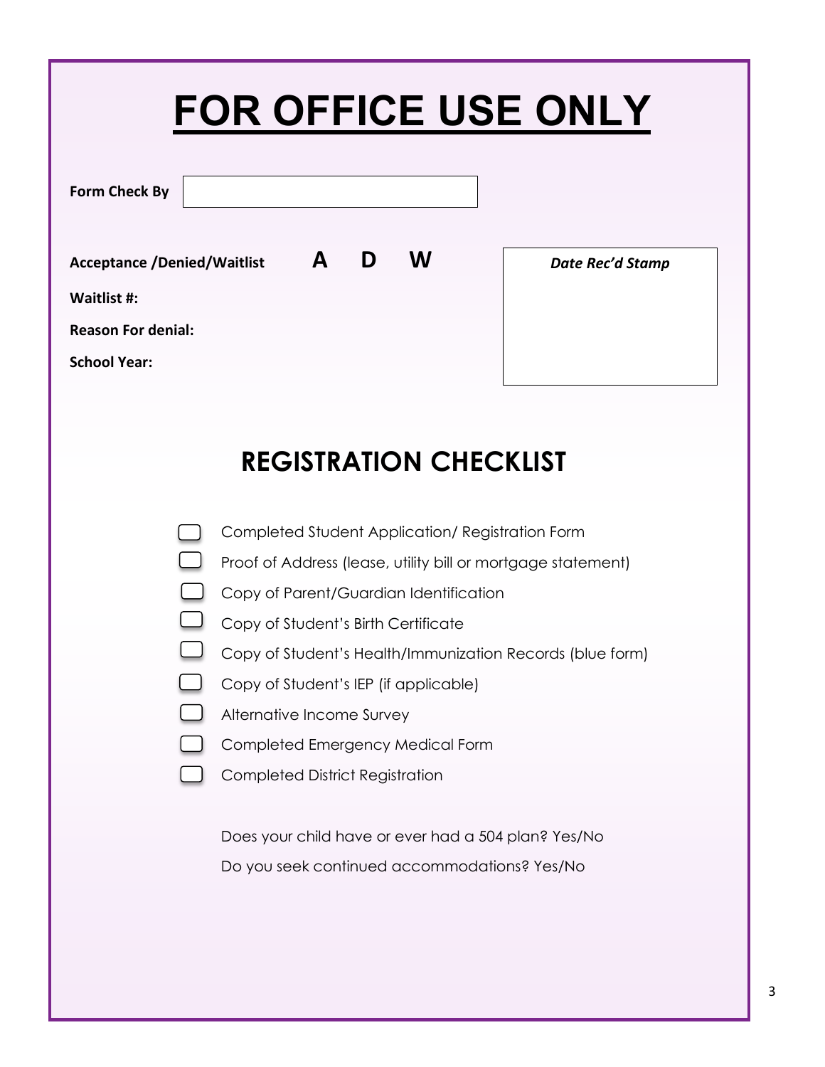# FOR OFFICE USE ONLY

**Form Check By**

**Acceptance /Denied/Waitlist** **A D W**

**Waitlist #:**

**Reason For denial:**

**School Year:**

***Date Rec'd Stamp***

## REGISTRATION CHECKLIST

- [ ] Completed Student Application/ Registration Form
- [ ] Proof of Address (lease, utility bill or mortgage statement)
- [ ] Copy of Parent/Guardian Identification
- [ ] Copy of Student's Birth Certificate
- [ ] Copy of Student's Health/Immunization Records (blue form)
- [ ] Copy of Student's IEP (if applicable)
- [ ] Alternative Income Survey
- [ ] Completed Emergency Medical Form
- [ ] Completed District Registration

Does your child have or ever had a 504 plan? Yes/No

Do you seek continued accommodations? Yes/No